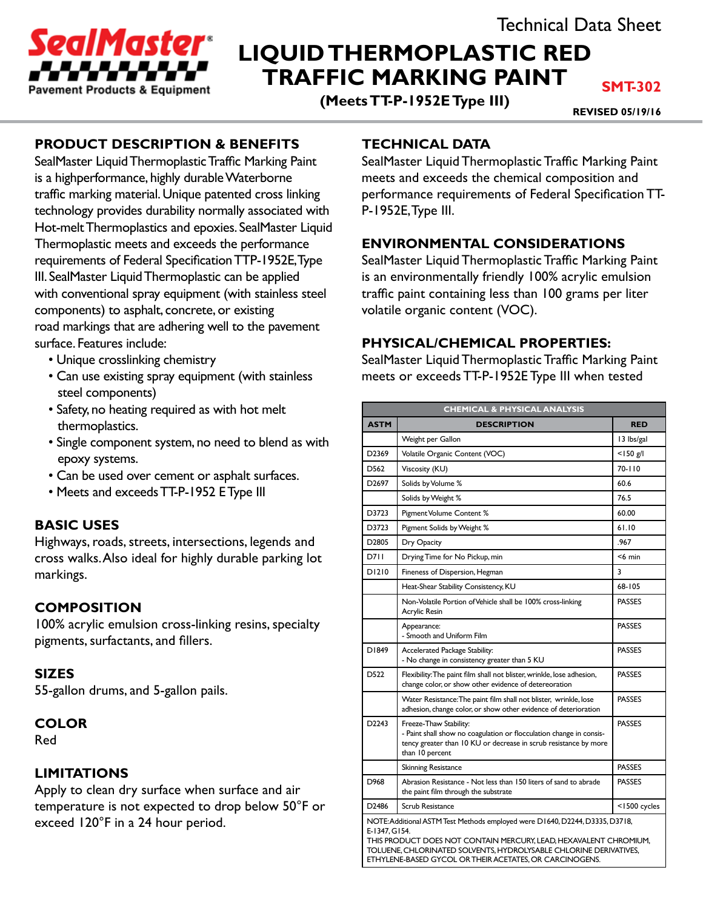SealMaster® Pavement Products & Equipment

Technical Data Sheet

# LIQUID THERMOPLASTIC RED TRAFFIC MARKING PAINT

**(Meets TT-P-1952E Type III)**

**SMT-302**

**REVISED 05/19/16**

## PRODUCT DESCRIPTION & BENEFITS

SealMaster Liquid Thermoplastic Traffic Marking Paint is a highperformance, highly durable Waterborne traffic marking material. Unique patented cross linking technology provides durability normally associated with Hot-melt Thermoplastics and epoxies. SealMaster Liquid Thermoplastic meets and exceeds the performance requirements of Federal Specification TTP-1952E, Type III. SealMaster Liquid Thermoplastic can be applied with conventional spray equipment (with stainless steel components) to asphalt, concrete, or existing road markings that are adhering well to the pavement surface. Features include:

- Unique crosslinking chemistry
- Can use existing spray equipment (with stainless steel components)
- Safety, no heating required as with hot melt thermoplastics.
- Single component system, no need to blend as with epoxy systems.
- Can be used over cement or asphalt surfaces.
- Meets and exceeds TT-P-1952 E Type III

## BASIC USES

Highways, roads, streets, intersections, legends and cross walks. Also ideal for highly durable parking lot markings.

## COMPOSITION

100% acrylic emulsion cross-linking resins, specialty pigments, surfactants, and fillers.

## SIZES

55-gallon drums, and 5-gallon pails.

## COLOR

Red

## LIMITATIONS

Apply to clean dry surface when surface and air temperature is not expected to drop below 50°F or exceed 120°F in a 24 hour period.

## TECHNICAL DATA

SealMaster Liquid Thermoplastic Traffic Marking Paint meets and exceeds the chemical composition and performance requirements of Federal Specification TT-P-1952E, Type III.

## ENVIRONMENTAL CONSIDERATIONS

SealMaster Liquid Thermoplastic Traffic Marking Paint is an environmentally friendly 100% acrylic emulsion traffic paint containing less than 100 grams per liter volatile organic content (VOC).

## PHYSICAL/CHEMICAL PROPERTIES:

SealMaster Liquid Thermoplastic Traffic Marking Paint meets or exceeds TT-P-1952E Type III when tested

| CHEMICAL & PHYSICAL ANALYSIS | | |
|---|---|---|
| **ASTM** | **DESCRIPTION** | **RED** |
| | Weight per Gallon | 13 lbs/gal |
| D2369 | Volatile Organic Content (VOC) | <150 g/l |
| D562 | Viscosity (KU) | 70-110 |
| D2697 | Solids by Volume % | 60.6 |
| | Solids by Weight % | 76.5 |
| D3723 | Pigment Volume Content % | 60.00 |
| D3723 | Pigment Solids by Weight % | 61.10 |
| D2805 | Dry Opacity | .967 |
| D711 | Drying Time for No Pickup, min | <6 min |
| D1210 | Fineness of Dispersion, Hegman | 3 |
| | Heat-Shear Stability Consistency, KU | 68-105 |
| | Non-Volatile Portion of Vehicle shall be 100% cross-linking Acrylic Resin | PASSES |
| | Appearance: - Smooth and Uniform Film | PASSES |
| D1849 | Accelerated Package Stability: - No change in consistency greater than 5 KU | PASSES |
| D522 | Flexibility: The paint film shall not blister, wrinkle, lose adhesion, change color, or show other evidence of detereoration | PASSES |
| | Water Resistance: The paint film shall not blister, wrinkle, lose adhesion, change color, or show other evidence of deterioration | PASSES |
| D2243 | Freeze-Thaw Stability: - Paint shall show no coagulation or flocculation change in consistency greater than 10 KU or decrease in scrub resistance by more than 10 percent | PASSES |
| | Skinning Resistance | PASSES |
| D968 | Abrasion Resistance - Not less than 150 liters of sand to abrade the paint film through the substrate | PASSES |
| D2486 | Scrub Resistance | <1500 cycles |

NOTE: Additional ASTM Test Methods employed were D1640, D2244, D3335, D3718, E-1347, G154.
THIS PRODUCT DOES NOT CONTAIN MERCURY, LEAD, HEXAVALENT CHROMIUM, TOLUENE, CHLORINATED SOLVENTS, HYDROLYSABLE CHLORINE DERIVATIVES, ETHYLENE-BASED GYCOL OR THEIR ACETATES, OR CARCINOGENS.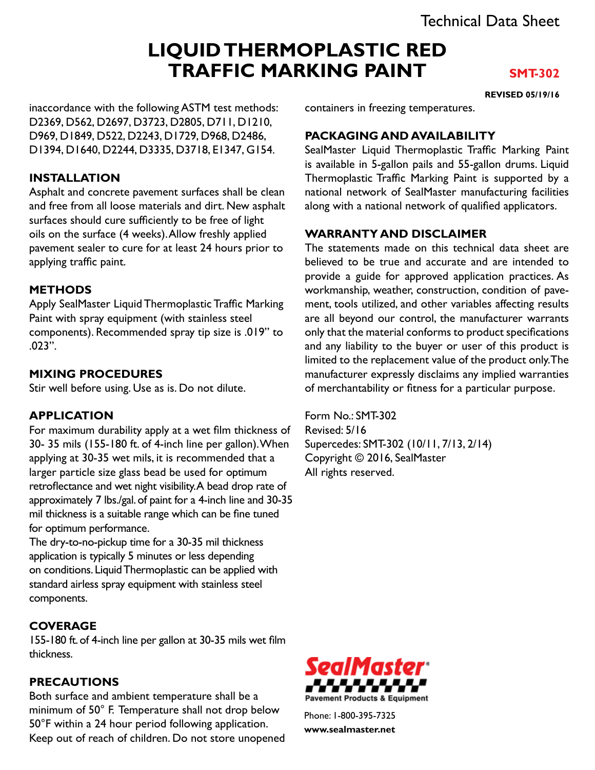# LIQUID THERMOPLASTIC RED TRAFFIC MARKING PAINT

**SMT-302**

**REVISED 05/19/16**

inaccordance with the following ASTM test methods: D2369, D562, D2697, D3723, D2805, D711, D1210, D969, D1849, D522, D2243, D1729, D968, D2486, D1394, D1640, D2244, D3335, D3718, E1347, G154.

### INSTALLATION

Asphalt and concrete pavement surfaces shall be clean and free from all loose materials and dirt. New asphalt surfaces should cure sufficiently to be free of light oils on the surface (4 weeks). Allow freshly applied pavement sealer to cure for at least 24 hours prior to applying traffic paint.

### METHODS

Apply SealMaster Liquid Thermoplastic Traffic Marking Paint with spray equipment (with stainless steel components). Recommended spray tip size is .019" to .023".

### MIXING PROCEDURES

Stir well before using. Use as is. Do not dilute.

### APPLICATION

For maximum durability apply at a wet film thickness of 30- 35 mils (155-180 ft. of 4-inch line per gallon). When applying at 30-35 wet mils, it is recommended that a larger particle size glass bead be used for optimum retroflectance and wet night visibility. A bead drop rate of approximately 7 lbs./gal. of paint for a 4-inch line and 30-35 mil thickness is a suitable range which can be fine tuned for optimum performance.

The dry-to-no-pickup time for a 30-35 mil thickness application is typically 5 minutes or less depending on conditions. Liquid Thermoplastic can be applied with standard airless spray equipment with stainless steel components.

### COVERAGE

155-180 ft. of 4-inch line per gallon at 30-35 mils wet film thickness.

### PRECAUTIONS

Both surface and ambient temperature shall be a minimum of 50° F. Temperature shall not drop below 50°F within a 24 hour period following application. Keep out of reach of children. Do not store unopened containers in freezing temperatures.

### PACKAGING AND AVAILABILITY

SealMaster Liquid Thermoplastic Traffic Marking Paint is available in 5-gallon pails and 55-gallon drums. Liquid Thermoplastic Traffic Marking Paint is supported by a national network of SealMaster manufacturing facilities along with a national network of qualified applicators.

### WARRANTY AND DISCLAIMER

The statements made on this technical data sheet are believed to be true and accurate and are intended to provide a guide for approved application practices. As workmanship, weather, construction, condition of pavement, tools utilized, and other variables affecting results are all beyond our control, the manufacturer warrants only that the material conforms to product specifications and any liability to the buyer or user of this product is limited to the replacement value of the product only. The manufacturer expressly disclaims any implied warranties of merchantability or fitness for a particular purpose.

Form No.: SMT-302
Revised: 5/16
Supercedes: SMT-302 (10/11, 7/13, 2/14)
Copyright © 2016, SealMaster
All rights reserved.

SealMaster®
Pavement Products & Equipment

Phone: 1-800-395-7325
**www.sealmaster.net**